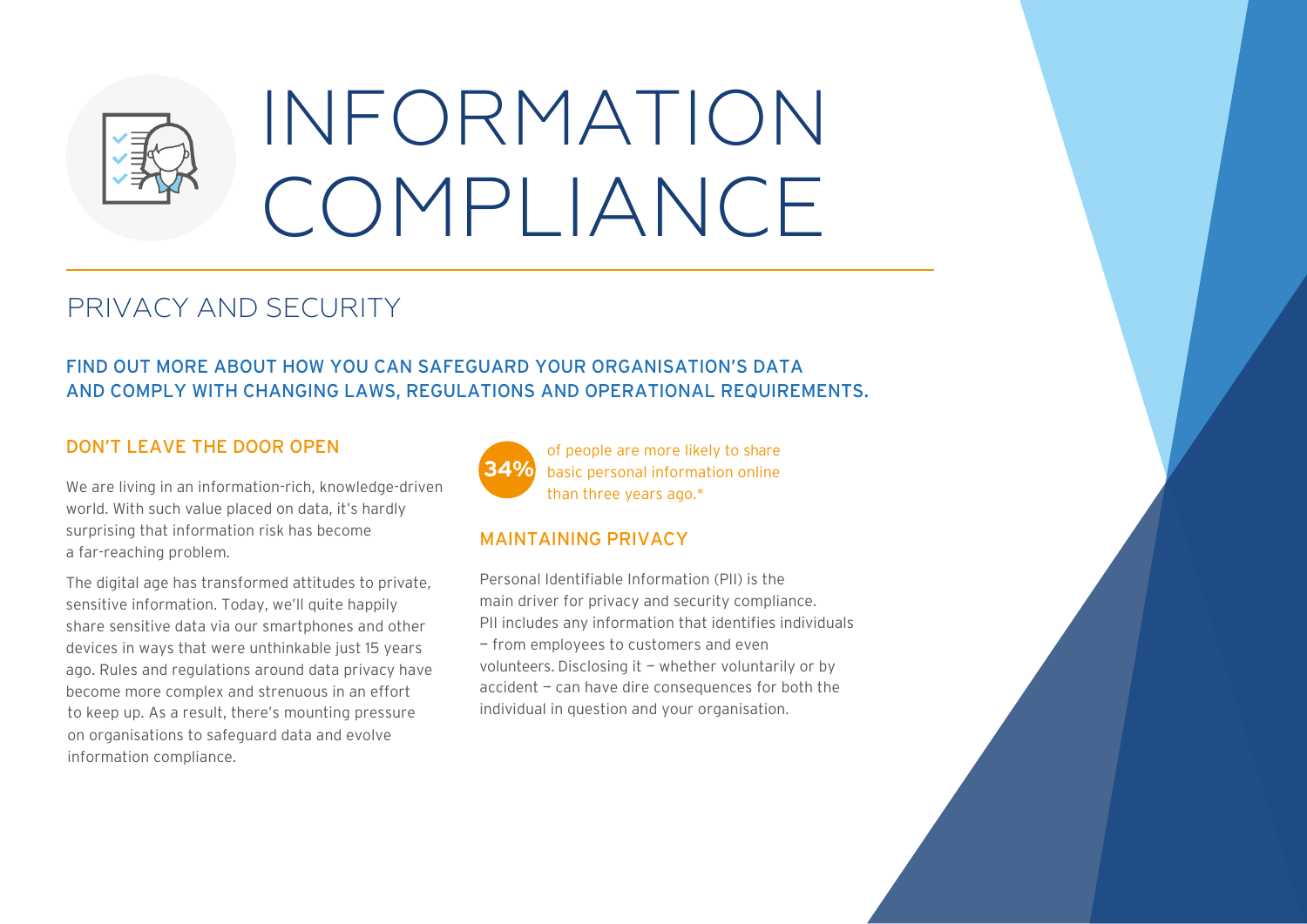# INFORMATION COMPLIANCE

## PRIVACY AND SECURITY

**FIND OUT MORE ABOUT HOW YOU CAN SAFEGUARD YOUR ORGANISATION'S DATA AND COMPLY WITH CHANGING LAWS, REGULATIONS AND OPERATIONAL REQUIREMENTS.**

### DON'T LEAVE THE DOOR OPEN

We are living in an information-rich, knowledge-driven world. With such value placed on data, it's hardly surprising that information risk has become a far-reaching problem.

The digital age has transformed attitudes to private, sensitive information. Today, we'll quite happily share sensitive data via our smartphones and other devices in ways that were unthinkable just 15 years ago. Rules and regulations around data privacy have become more complex and strenuous in an effort to keep up. As a result, there's mounting pressure on organisations to safeguard data and evolve information compliance.

**34%** of people are more likely to share basic personal information online than three years ago.*

### MAINTAINING PRIVACY

Personal Identifiable Information (PII) is the main driver for privacy and security compliance. PII includes any information that identifies individuals — from employees to customers and even volunteers. Disclosing it — whether voluntarily or by accident — can have dire consequences for both the individual in question and your organisation.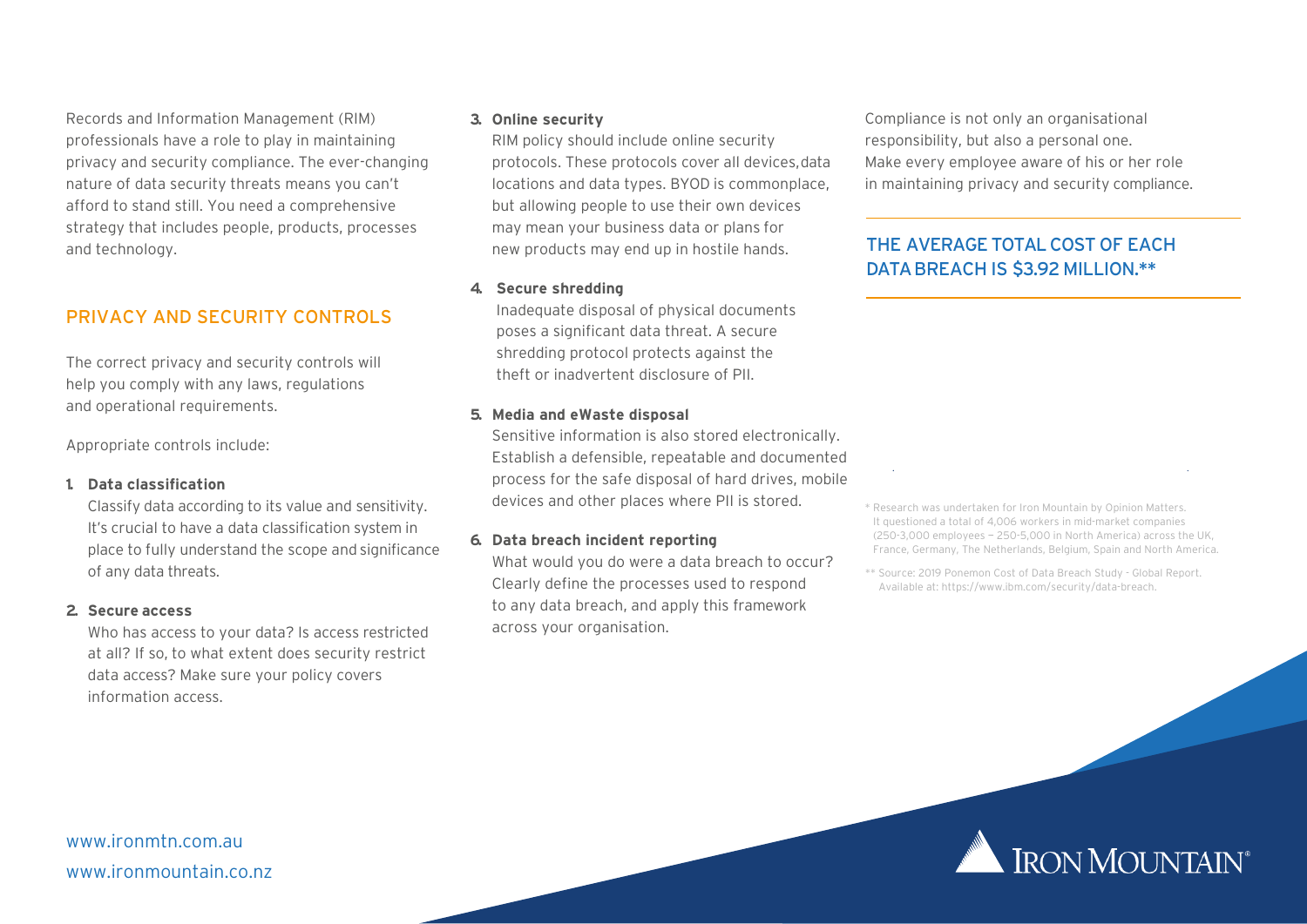Records and Information Management (RIM) professionals have a role to play in maintaining privacy and security compliance. The ever-changing nature of data security threats means you can't afford to stand still. You need a comprehensive strategy that includes people, products, processes and technology.

## PRIVACY AND SECURITY CONTROLS

The correct privacy and security controls will help you comply with any laws, regulations and operational requirements.

Appropriate controls include:

1. **Data classification**
   Classify data according to its value and sensitivity. It's crucial to have a data classification system in place to fully understand the scope and significance of any data threats.

2. **Secure access**
   Who has access to your data? Is access restricted at all? If so, to what extent does security restrict data access? Make sure your policy covers information access.

3. **Online security**
   RIM policy should include online security protocols. These protocols cover all devices, data locations and data types. BYOD is commonplace, but allowing people to use their own devices may mean your business data or plans for new products may end up in hostile hands.

4. **Secure shredding**
   Inadequate disposal of physical documents poses a significant data threat. A secure shredding protocol protects against the theft or inadvertent disclosure of PII.

5. **Media and eWaste disposal**
   Sensitive information is also stored electronically. Establish a defensible, repeatable and documented process for the safe disposal of hard drives, mobile devices and other places where PII is stored.

6. **Data breach incident reporting**
   What would you do were a data breach to occur? Clearly define the processes used to respond to any data breach, and apply this framework across your organisation.

Compliance is not only an organisational responsibility, but also a personal one. Make every employee aware of his or her role in maintaining privacy and security compliance.

### THE AVERAGE TOTAL COST OF EACH DATA BREACH IS $3.92 MILLION.**

\* Research was undertaken for Iron Mountain by Opinion Matters. It questioned a total of 4,006 workers in mid-market companies (250-3,000 employees – 250-5,000 in North America) across the UK, France, Germany, The Netherlands, Belgium, Spain and North America.

\*\* Source: 2019 Ponemon Cost of Data Breach Study - Global Report. Available at: https://www.ibm.com/security/data-breach.

www.ironmtn.com.au
www.ironmountain.co.nz

IRON MOUNTAIN®